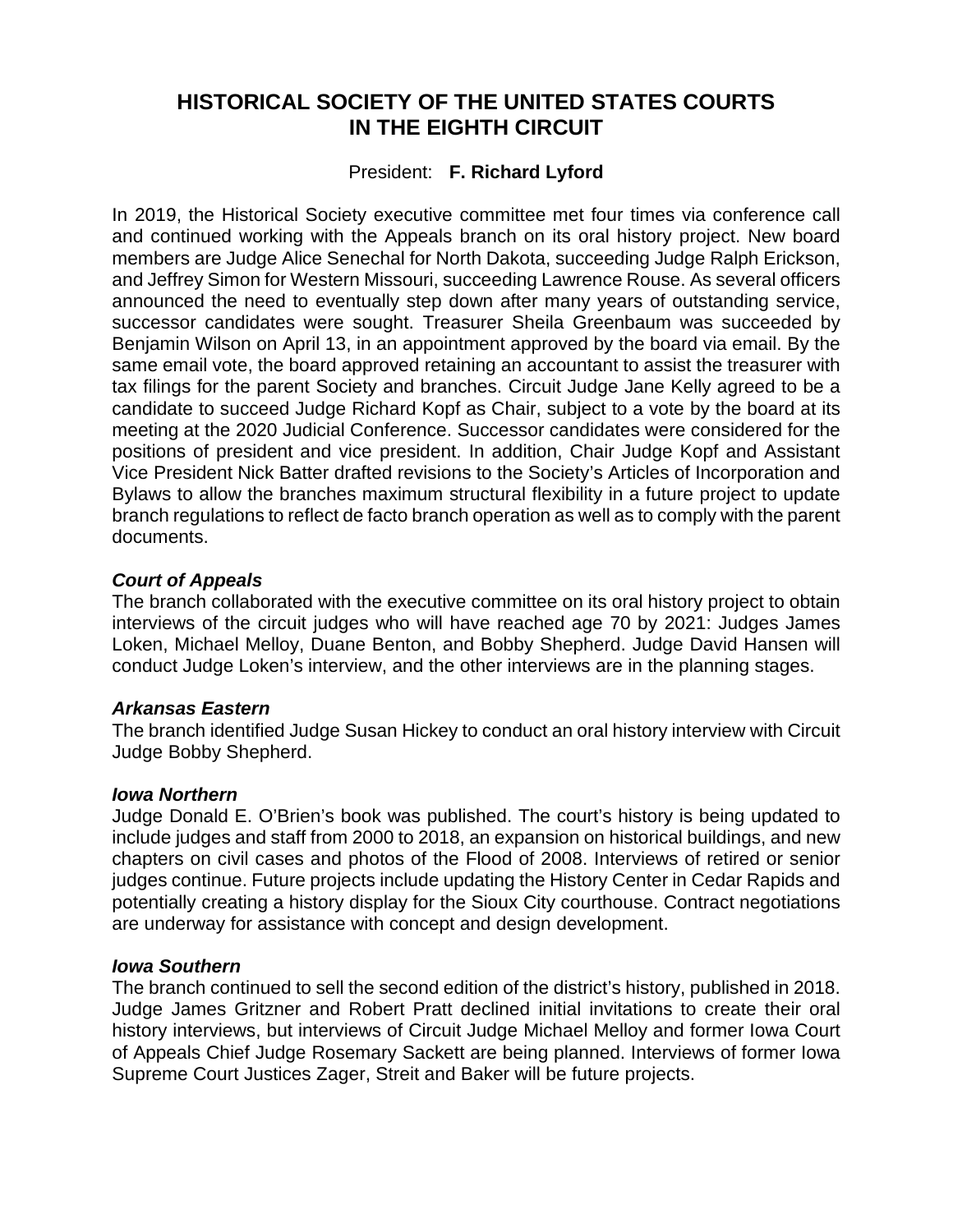# HISTORICAL SOCIETY OF THE UNITED STATES COURTS IN THE EIGHTH CIRCUIT

President: **F. Richard Lyford**

In 2019, the Historical Society executive committee met four times via conference call and continued working with the Appeals branch on its oral history project. New board members are Judge Alice Senechal for North Dakota, succeeding Judge Ralph Erickson, and Jeffrey Simon for Western Missouri, succeeding Lawrence Rouse. As several officers announced the need to eventually step down after many years of outstanding service, successor candidates were sought. Treasurer Sheila Greenbaum was succeeded by Benjamin Wilson on April 13, in an appointment approved by the board via email. By the same email vote, the board approved retaining an accountant to assist the treasurer with tax filings for the parent Society and branches. Circuit Judge Jane Kelly agreed to be a candidate to succeed Judge Richard Kopf as Chair, subject to a vote by the board at its meeting at the 2020 Judicial Conference. Successor candidates were considered for the positions of president and vice president. In addition, Chair Judge Kopf and Assistant Vice President Nick Batter drafted revisions to the Society's Articles of Incorporation and Bylaws to allow the branches maximum structural flexibility in a future project to update branch regulations to reflect de facto branch operation as well as to comply with the parent documents.

***Court of Appeals***

The branch collaborated with the executive committee on its oral history project to obtain interviews of the circuit judges who will have reached age 70 by 2021: Judges James Loken, Michael Melloy, Duane Benton, and Bobby Shepherd. Judge David Hansen will conduct Judge Loken's interview, and the other interviews are in the planning stages.

***Arkansas Eastern***

The branch identified Judge Susan Hickey to conduct an oral history interview with Circuit Judge Bobby Shepherd.

***Iowa Northern***

Judge Donald E. O'Brien's book was published. The court's history is being updated to include judges and staff from 2000 to 2018, an expansion on historical buildings, and new chapters on civil cases and photos of the Flood of 2008. Interviews of retired or senior judges continue. Future projects include updating the History Center in Cedar Rapids and potentially creating a history display for the Sioux City courthouse. Contract negotiations are underway for assistance with concept and design development.

***Iowa Southern***

The branch continued to sell the second edition of the district's history, published in 2018. Judge James Gritzner and Robert Pratt declined initial invitations to create their oral history interviews, but interviews of Circuit Judge Michael Melloy and former Iowa Court of Appeals Chief Judge Rosemary Sackett are being planned. Interviews of former Iowa Supreme Court Justices Zager, Streit and Baker will be future projects.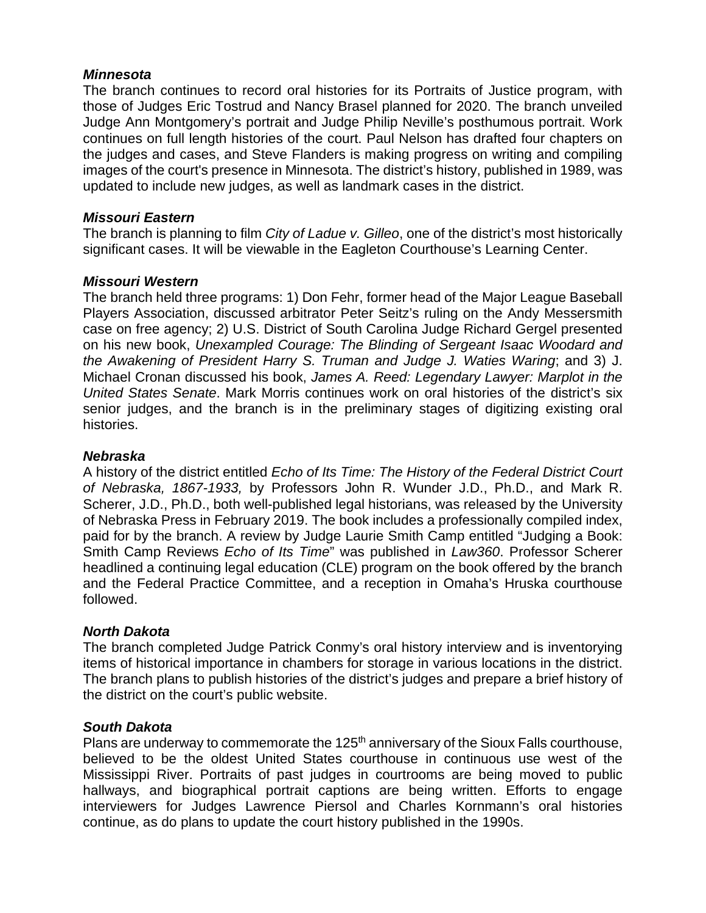***Minnesota***

The branch continues to record oral histories for its Portraits of Justice program, with those of Judges Eric Tostrud and Nancy Brasel planned for 2020. The branch unveiled Judge Ann Montgomery's portrait and Judge Philip Neville's posthumous portrait. Work continues on full length histories of the court. Paul Nelson has drafted four chapters on the judges and cases, and Steve Flanders is making progress on writing and compiling images of the court's presence in Minnesota. The district's history, published in 1989, was updated to include new judges, as well as landmark cases in the district.

***Missouri Eastern***

The branch is planning to film *City of Ladue v. Gilleo*, one of the district's most historically significant cases. It will be viewable in the Eagleton Courthouse's Learning Center.

***Missouri Western***

The branch held three programs: 1) Don Fehr, former head of the Major League Baseball Players Association, discussed arbitrator Peter Seitz's ruling on the Andy Messersmith case on free agency; 2) U.S. District of South Carolina Judge Richard Gergel presented on his new book, *Unexampled Courage: The Blinding of Sergeant Isaac Woodard and the Awakening of President Harry S. Truman and Judge J. Waties Waring*; and 3) J. Michael Cronan discussed his book, *James A. Reed: Legendary Lawyer: Marplot in the United States Senate*. Mark Morris continues work on oral histories of the district's six senior judges, and the branch is in the preliminary stages of digitizing existing oral histories.

***Nebraska***

A history of the district entitled *Echo of Its Time: The History of the Federal District Court of Nebraska, 1867-1933,* by Professors John R. Wunder J.D., Ph.D., and Mark R. Scherer, J.D., Ph.D., both well-published legal historians, was released by the University of Nebraska Press in February 2019. The book includes a professionally compiled index, paid for by the branch. A review by Judge Laurie Smith Camp entitled "Judging a Book: Smith Camp Reviews *Echo of Its Time*" was published in *Law360*. Professor Scherer headlined a continuing legal education (CLE) program on the book offered by the branch and the Federal Practice Committee, and a reception in Omaha's Hruska courthouse followed.

***North Dakota***

The branch completed Judge Patrick Conmy's oral history interview and is inventorying items of historical importance in chambers for storage in various locations in the district. The branch plans to publish histories of the district's judges and prepare a brief history of the district on the court's public website.

***South Dakota***

Plans are underway to commemorate the 125th anniversary of the Sioux Falls courthouse, believed to be the oldest United States courthouse in continuous use west of the Mississippi River. Portraits of past judges in courtrooms are being moved to public hallways, and biographical portrait captions are being written. Efforts to engage interviewers for Judges Lawrence Piersol and Charles Kornmann's oral histories continue, as do plans to update the court history published in the 1990s.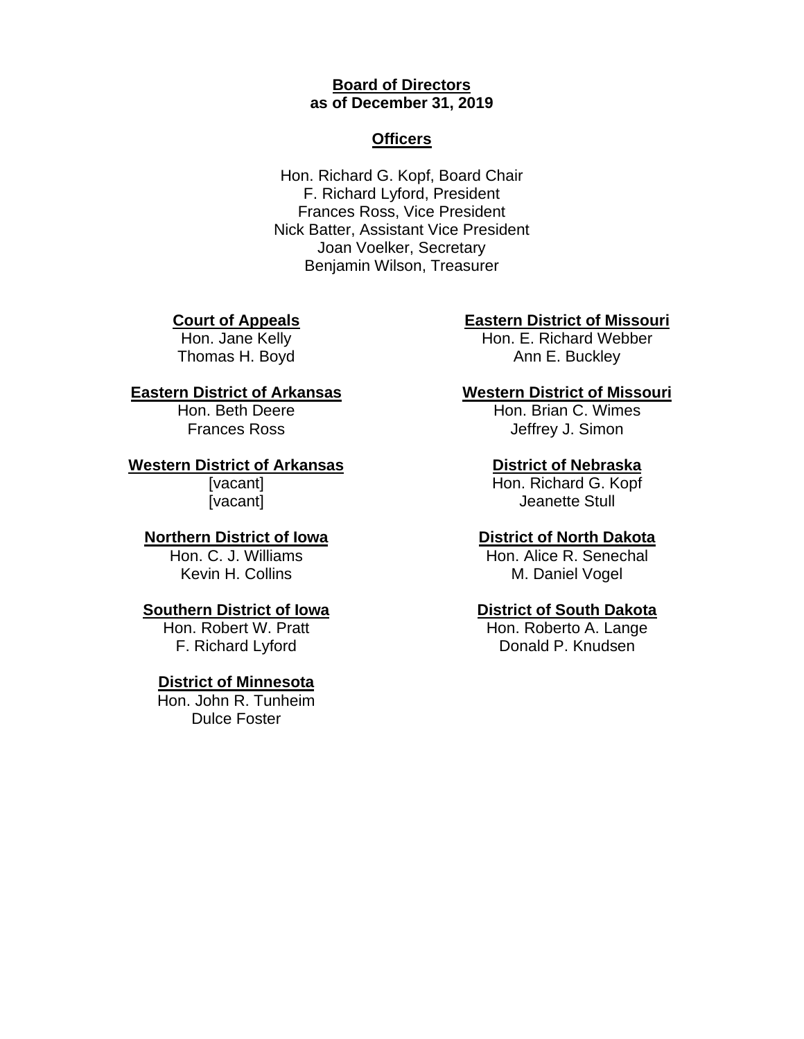**Board of Directors**
**as of December 31, 2019**

**Officers**

Hon. Richard G. Kopf, Board Chair
F. Richard Lyford, President
Frances Ross, Vice President
Nick Batter, Assistant Vice President
Joan Voelker, Secretary
Benjamin Wilson, Treasurer

**Court of Appeals**
Hon. Jane Kelly
Thomas H. Boyd

**Eastern District of Arkansas**
Hon. Beth Deere
Frances Ross

**Western District of Arkansas**
[vacant]
[vacant]

**Northern District of Iowa**
Hon. C. J. Williams
Kevin H. Collins

**Southern District of Iowa**
Hon. Robert W. Pratt
F. Richard Lyford

**District of Minnesota**
Hon. John R. Tunheim
Dulce Foster

**Eastern District of Missouri**
Hon. E. Richard Webber
Ann E. Buckley

**Western District of Missouri**
Hon. Brian C. Wimes
Jeffrey J. Simon

**District of Nebraska**
Hon. Richard G. Kopf
Jeanette Stull

**District of North Dakota**
Hon. Alice R. Senechal
M. Daniel Vogel

**District of South Dakota**
Hon. Roberto A. Lange
Donald P. Knudsen